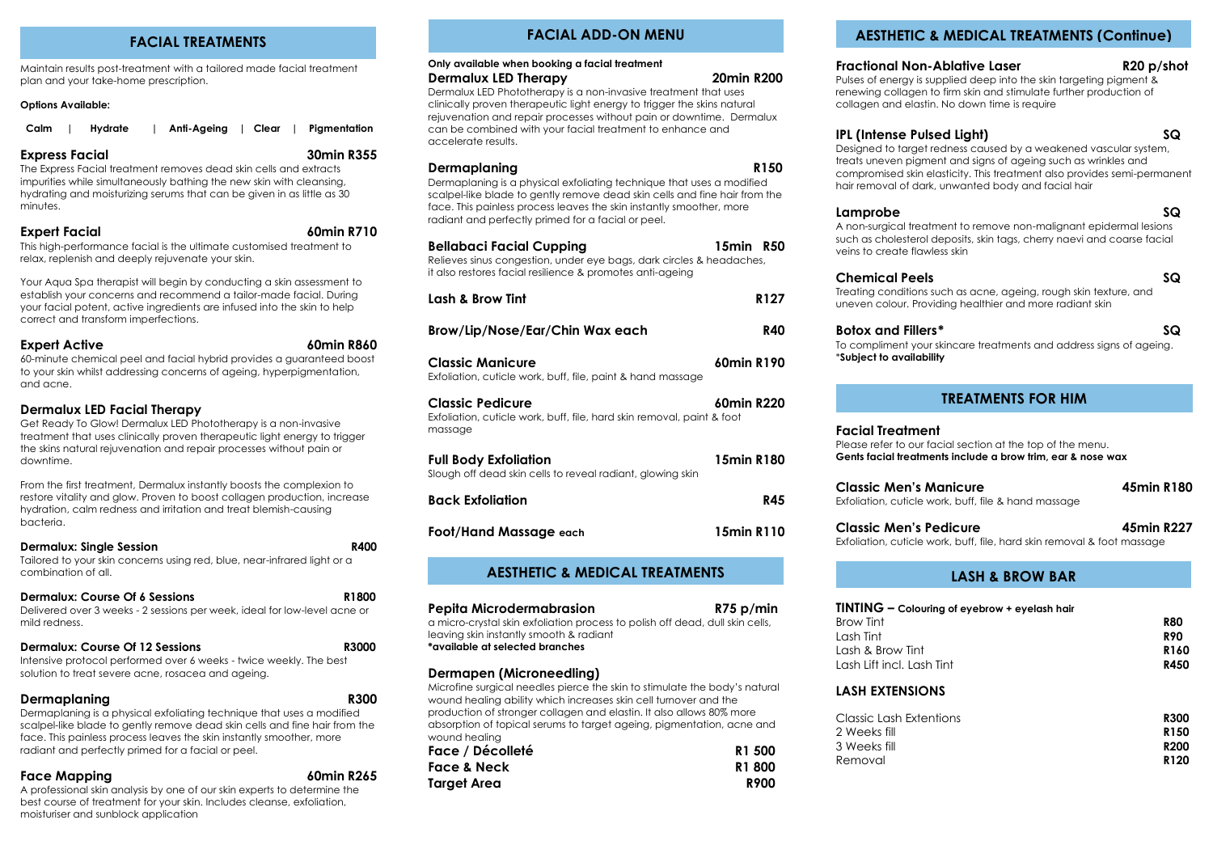## FACIAL TREATMENTS

Maintain results post-treatment with a tailored made facial treatment plan and your take-home prescription.

**Options Available:**

**Calm | Hydrate | Anti-Ageing | Clear | Pigmentation**

### Express Facial — 30min R355

The Express Facial treatment removes dead skin cells and extracts impurities while simultaneously bathing the new skin with cleansing, hydrating and moisturizing serums that can be given in as little as 30 minutes.

### Expert Facial — 60min R710

This high-performance facial is the ultimate customised treatment to relax, replenish and deeply rejuvenate your skin.

Your Aqua Spa therapist will begin by conducting a skin assessment to establish your concerns and recommend a tailor-made facial. During your facial potent, active ingredients are infused into the skin to help correct and transform imperfections.

### Expert Active — 60min R860

60-minute chemical peel and facial hybrid provides a guaranteed boost to your skin whilst addressing concerns of ageing, hyperpigmentation, and acne.

### Dermalux LED Facial Therapy

Get Ready To Glow! Dermalux LED Phototherapy is a non-invasive treatment that uses clinically proven therapeutic light energy to trigger the skins natural rejuvenation and repair processes without pain or downtime.

From the first treatment, Dermalux instantly boosts the complexion to restore vitality and glow. Proven to boost collagen production, increase hydration, calm redness and irritation and treat blemish-causing bacteria.

**Dermalux: Single Session — R400**
Tailored to your skin concerns using red, blue, near-infrared light or a combination of all.

**Dermalux: Course Of 6 Sessions — R1800**
Delivered over 3 weeks - 2 sessions per week, ideal for low-level acne or mild redness.

**Dermalux: Course Of 12 Sessions — R3000**
Intensive protocol performed over 6 weeks - twice weekly. The best solution to treat severe acne, rosacea and ageing.

### Dermaplaning — R300

Dermaplaning is a physical exfoliating technique that uses a modified scalpel-like blade to gently remove dead skin cells and fine hair from the face. This painless process leaves the skin instantly smoother, more radiant and perfectly primed for a facial or peel.

### Face Mapping — 60min R265

A professional skin analysis by one of our skin experts to determine the best course of treatment for your skin. Includes cleanse, exfoliation, moisturiser and sunblock application

## FACIAL ADD-ON MENU

**Only available when booking a facial treatment**

### Dermalux LED Therapy — 20min R200

Dermalux LED Phototherapy is a non-invasive treatment that uses clinically proven therapeutic light energy to trigger the skins natural rejuvenation and repair processes without pain or downtime. Dermalux can be combined with your facial treatment to enhance and accelerate results.

### Dermaplaning — R150

Dermaplaning is a physical exfoliating technique that uses a modified scalpel-like blade to gently remove dead skin cells and fine hair from the face. This painless process leaves the skin instantly smoother, more radiant and perfectly primed for a facial or peel.

### Bellabaci Facial Cupping — 15min R50

Relieves sinus congestion, under eye bags, dark circles & headaches, it also restores facial resilience & promotes anti-ageing

### Lash & Brow Tint — R127

### Brow/Lip/Nose/Ear/Chin Wax each — R40

### Classic Manicure — 60min R190

Exfoliation, cuticle work, buff, file, paint & hand massage

### Classic Pedicure — 60min R220

Exfoliation, cuticle work, buff, file, hard skin removal, paint & foot massage

### Full Body Exfoliation — 15min R180

Slough off dead skin cells to reveal radiant, glowing skin

### Back Exfoliation — R45

### Foot/Hand Massage each — 15min R110

## AESTHETIC & MEDICAL TREATMENTS

### Pepita Microdermabrasion — R75 p/min

a micro-crystal skin exfoliation process to polish off dead, dull skin cells, leaving skin instantly smooth & radiant
**\*available at selected branches**

### Dermapen (Microneedling)

Microfine surgical needles pierce the skin to stimulate the body's natural wound healing ability which increases skin cell turnover and the production of stronger collagen and elastin. It also allows 80% more absorption of topical serums to target ageing, pigmentation, acne and wound healing

| Treatment | Price |
|---|---|
| **Face / Décolleté** | **R1 500** |
| **Face & Neck** | **R1 800** |
| **Target Area** | **R900** |

## AESTHETIC & MEDICAL TREATMENTS (Continue)

### Fractional Non-Ablative Laser — R20 p/shot

Pulses of energy is supplied deep into the skin targeting pigment & renewing collagen to firm skin and stimulate further production of collagen and elastin. No down time is require

### IPL (Intense Pulsed Light) — SQ

Designed to target redness caused by a weakened vascular system, treats uneven pigment and signs of ageing such as wrinkles and compromised skin elasticity. This treatment also provides semi-permanent hair removal of dark, unwanted body and facial hair

### Lamprobe — SQ

A non-surgical treatment to remove non-malignant epidermal lesions such as cholesterol deposits, skin tags, cherry naevi and coarse facial veins to create flawless skin

### Chemical Peels — SQ

Treating conditions such as acne, ageing, rough skin texture, and uneven colour. Providing healthier and more radiant skin

### Botox and Fillers* — SQ

To compliment your skincare treatments and address signs of ageing.
**\*Subject to availability**

## TREATMENTS FOR HIM

### Facial Treatment

Please refer to our facial section at the top of the menu.
**Gents facial treatments include a brow trim, ear & nose wax**

### Classic Men's Manicure — 45min R180

Exfoliation, cuticle work, buff, file & hand massage

### Classic Men's Pedicure — 45min R227

Exfoliation, cuticle work, buff, file, hard skin removal & foot massage

## LASH & BROW BAR

### TINTING – Colouring of eyebrow + eyelash hair

| Treatment | Price |
|---|---|
| Brow Tint | **R80** |
| Lash Tint | **R90** |
| Lash & Brow Tint | **R160** |
| Lash Lift incl. Lash Tint | **R450** |

### LASH EXTENSIONS

| Treatment | Price |
|---|---|
| Classic Lash Extentions | **R300** |
| 2 Weeks fill | **R150** |
| 3 Weeks fill | **R200** |
| Removal | **R120** |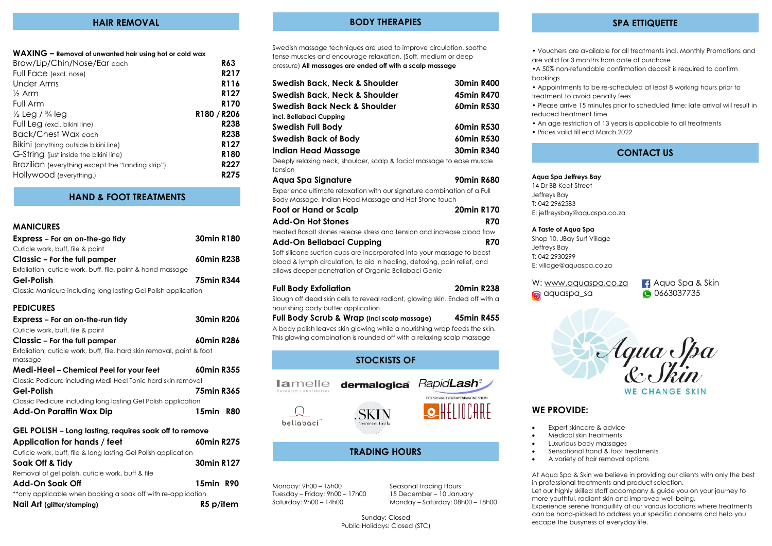## HAIR REMOVAL

**WAXING – Removal of unwanted hair using hot or cold wax**

| | |
|---|---|
| Brow/Lip/Chin/Nose/Ear each | **R63** |
| Full Face (excl. nose) | **R217** |
| Under Arms | **R116** |
| ½ Arm | **R127** |
| Full Arm | **R170** |
| ½ Leg / ¾ leg | **R180 / R206** |
| Full Leg (excl. bikini line) | **R238** |
| Back/Chest Wax each | **R238** |
| Bikini (anything outside bikini line) | **R127** |
| G-String (just inside the bikini line) | **R180** |
| Brazilian (everything except the "landing strip") | **R227** |
| Hollywood (everything.) | **R275** |

## HAND & FOOT TREATMENTS

### MANICURES

**Express – For an on-the-go tidy** — **30min R180**
Cuticle work, buff, file & paint

**Classic – For the full pamper** — **60min R238**
Exfoliation, cuticle work, buff, file, paint & hand massage

**Gel-Polish** — **75min R344**
Classic Manicure including long lasting Gel Polish application

### PEDICURES

**Express – For an on-the-run tidy** — **30min R206**
Cuticle work, buff, file & paint

**Classic – For the full pamper** — **60min R286**
Exfoliation, cuticle work, buff, file, hard skin removal, paint & foot massage

**Medi-Heel – Chemical Peel for your feet** — **60min R355**
Classic Pedicure including Medi-Heel Tonic hard skin removal

**Gel-Polish** — **75min R365**
Classic Pedicure including long lasting Gel Polish application

**Add-On Paraffin Wax Dip** — **15min R80**

### GEL POLISH – Long lasting, requires soak off to remove

**Application for hands / feet** — **60min R275**
Cuticle work, buff, file & long lasting Gel Polish application

**Soak Off & Tidy** — **30min R127**
Removal of gel polish, cuticle work, buff & file

**Add-On Soak Off** — **15min R90**
**only applicable when booking a soak off with re-application

**Nail Art (glitter/stamping)** — **R5 p/item**

## BODY THERAPIES

Swedish massage techniques are used to improve circulation, soothe tense muscles and encourage relaxation. (Soft, medium or deep pressure) **All massages are ended off with a scalp massage**

| | |
|---|---|
| **Swedish Back, Neck & Shoulder** | **30min R400** |
| **Swedish Back, Neck & Shoulder** | **45min R470** |
| **Swedish Back Neck & Shoulder incl. Bellabaci Cupping** | **60min R530** |
| **Swedish Full Body** | **60min R530** |
| **Swedish Back of Body** | **60min R530** |
| **Indian Head Massage** | **30min R340** |

Deeply relaxing neck, shoulder, scalp & facial massage to ease muscle tension

**Aqua Spa Signature** — **90min R680**
Experience ultimate relaxation with our signature combination of a Full Body Massage, Indian Head Massage and Hot Stone touch

**Foot or Hand or Scalp** — **20min R170**

**Add-On Hot Stones** — **R70**
Heated Basalt stones release stress and tension and increase blood flow

**Add-On Bellabaci Cupping** — **R70**
Soft silicone suction cups are incorporated into your massage to boost blood & lymph circulation, to aid in healing, detoxing, pain relief, and allows deeper penetration of Organic Bellabaci Genie

**Full Body Exfoliation** — **20min R238**
Slough off dead skin cells to reveal radiant, glowing skin. Ended off with a nourishing body butter application

**Full Body Scrub & Wrap (incl scalp massage)** — **45min R455**
A body polish leaves skin glowing while a nourishing wrap feeds the skin. This glowing combination is rounded off with a relaxing scalp massage

## STOCKISTS OF

lamelle Research Laboratories, dermalogica, RapidLash (Eyelash and Eyebrow Enhancing Serum), bellabaci, .SKIN cosmeceuticals, HELIOCARE

## TRADING HOURS

Monday: 9h00 – 15h00
Tuesday – Friday: 9h00 – 17h00
Saturday: 9h00 – 14h00

Seasonal Trading Hours:
15 December – 10 January
Monday – Saturday: 08h00 – 18h00

Sunday: Closed
Public Holidays: Closed (STC)

## SPA ETTIQUETTE

- Vouchers are available for all treatments incl. Monthly Promotions and are valid for 3 months from date of purchase
- A 50% non-refundable confirmation deposit is required to confirm bookings
- Appointments to be re-scheduled at least 8 working hours prior to treatment to avoid penalty fees
- Please arrive 15 minutes prior to scheduled time; late arrival will result in reduced treatment time
- An age restriction of 13 years is applicable to all treatments
- Prices valid till end March 2022

## CONTACT US

**Aqua Spa Jeffreys Bay**
14 Dr BB Keet Street
Jeffreys Bay
T: 042 2962583
E: jeffreysbay@aquaspa.co.za

**A Taste of Aqua Spa**
Shop 10, JBay Surf Village
Jeffreys Bay
T: 042 2930299
E: village@aquaspa.co.za

W: www.aquaspa.co.za
Aqua Spa & Skin
aquaspa_sa
0663037735

Aqua Spa & Skin
WE CHANGE SKIN

## WE PROVIDE:

- Expert skincare & advice
- Medical skin treatments
- Luxurious body massages
- Sensational hand & foot treatments
- A variety of hair removal options

At Aqua Spa & Skin we believe in providing our clients with only the best in professional treatments and product selection.
Let our highly skilled staff accompany & guide you on your journey to more youthful, radiant skin and improved well-being.
Experience serene tranquillity at our various locations where treatments can be hand-picked to address your specific concerns and help you escape the busyness of everyday life.